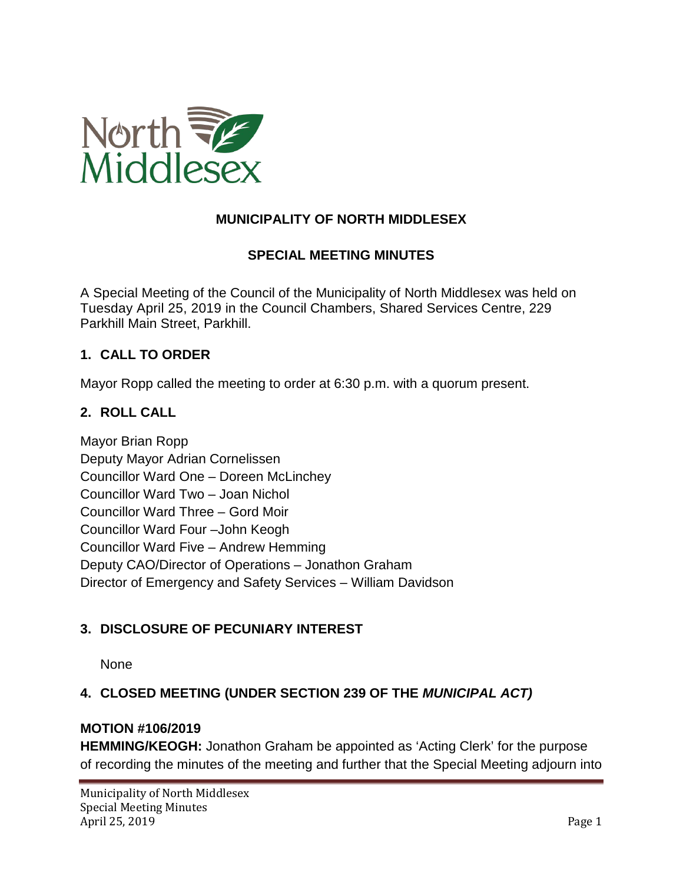# MUNICIPALITY OF NORTH MIDDLESEX

## SPECIAL MEETING MINUTES

A Special Meeting of the Council of the Municipality of North Middlesex was held on Tuesday April 25, 2019 in the Council Chambers, Shared Services Centre, 229 Parkhill Main Street, Parkhill.

### 1. CALL TO ORDER

Mayor Ropp called the meeting to order at 6:30 p.m. with a quorum present.

### 2. ROLL CALL

Mayor Brian Ropp
Deputy Mayor Adrian Cornelissen
Councillor Ward One – Doreen McLinchey
Councillor Ward Two – Joan Nichol
Councillor Ward Three – Gord Moir
Councillor Ward Four –John Keogh
Councillor Ward Five – Andrew Hemming
Deputy CAO/Director of Operations – Jonathon Graham
Director of Emergency and Safety Services – William Davidson

### 3. DISCLOSURE OF PECUNIARY INTEREST

None

### 4. CLOSED MEETING (UNDER SECTION 239 OF THE *MUNICIPAL ACT)*

**MOTION #106/2019**
**HEMMING/KEOGH:** Jonathon Graham be appointed as 'Acting Clerk' for the purpose of recording the minutes of the meeting and further that the Special Meeting adjourn into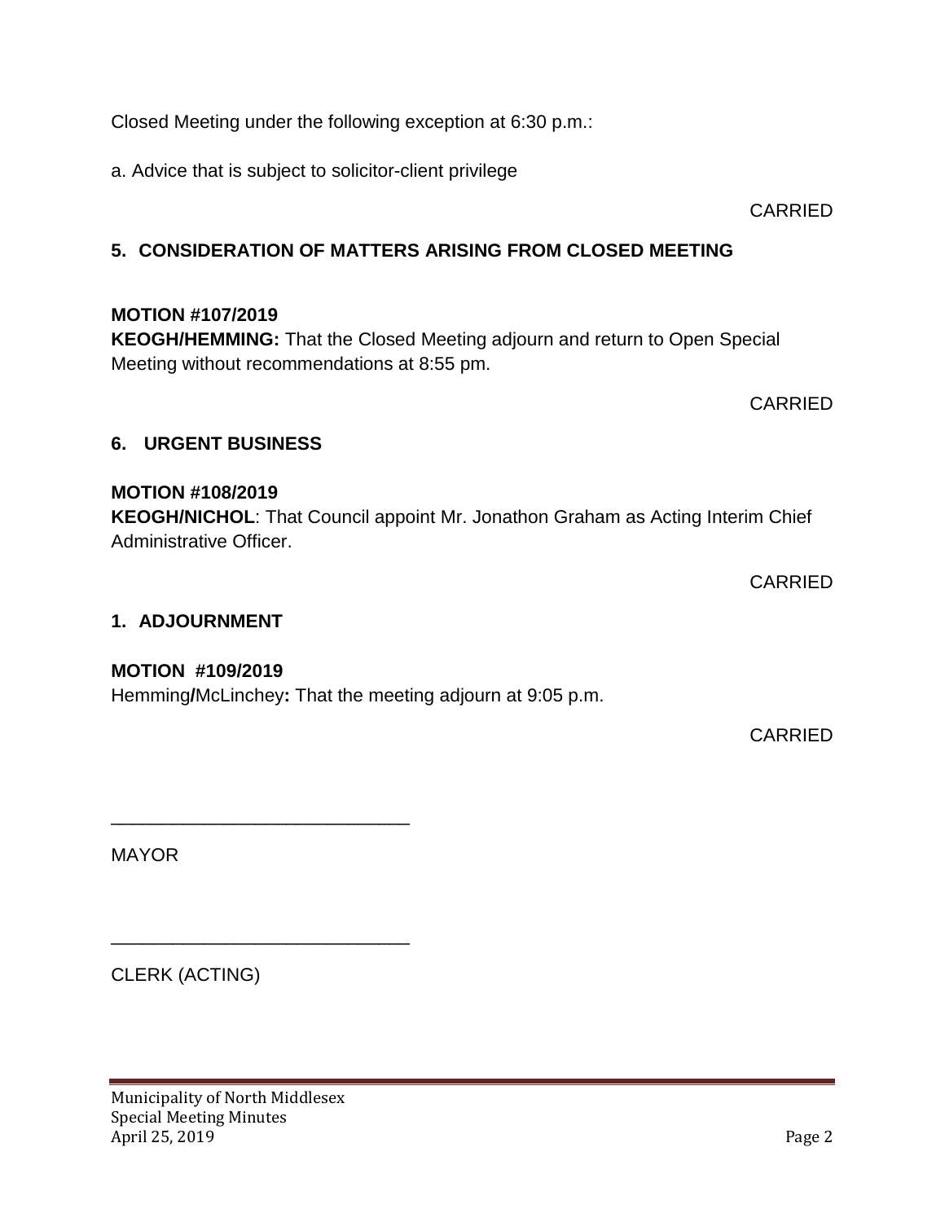Closed Meeting under the following exception at 6:30 p.m.:

a. Advice that is subject to solicitor-client privilege

CARRIED

**5. CONSIDERATION OF MATTERS ARISING FROM CLOSED MEETING**

**MOTION #107/2019**
**KEOGH/HEMMING:** That the Closed Meeting adjourn and return to Open Special Meeting without recommendations at 8:55 pm.

CARRIED

**6. URGENT BUSINESS**

**MOTION #108/2019**
**KEOGH/NICHOL**: That Council appoint Mr. Jonathon Graham as Acting Interim Chief Administrative Officer.

CARRIED

**1. ADJOURNMENT**

**MOTION #109/2019**
Hemming**/**McLinchey**:** That the meeting adjourn at 9:05 p.m.

CARRIED

_____________________________

MAYOR

_____________________________

CLERK (ACTING)